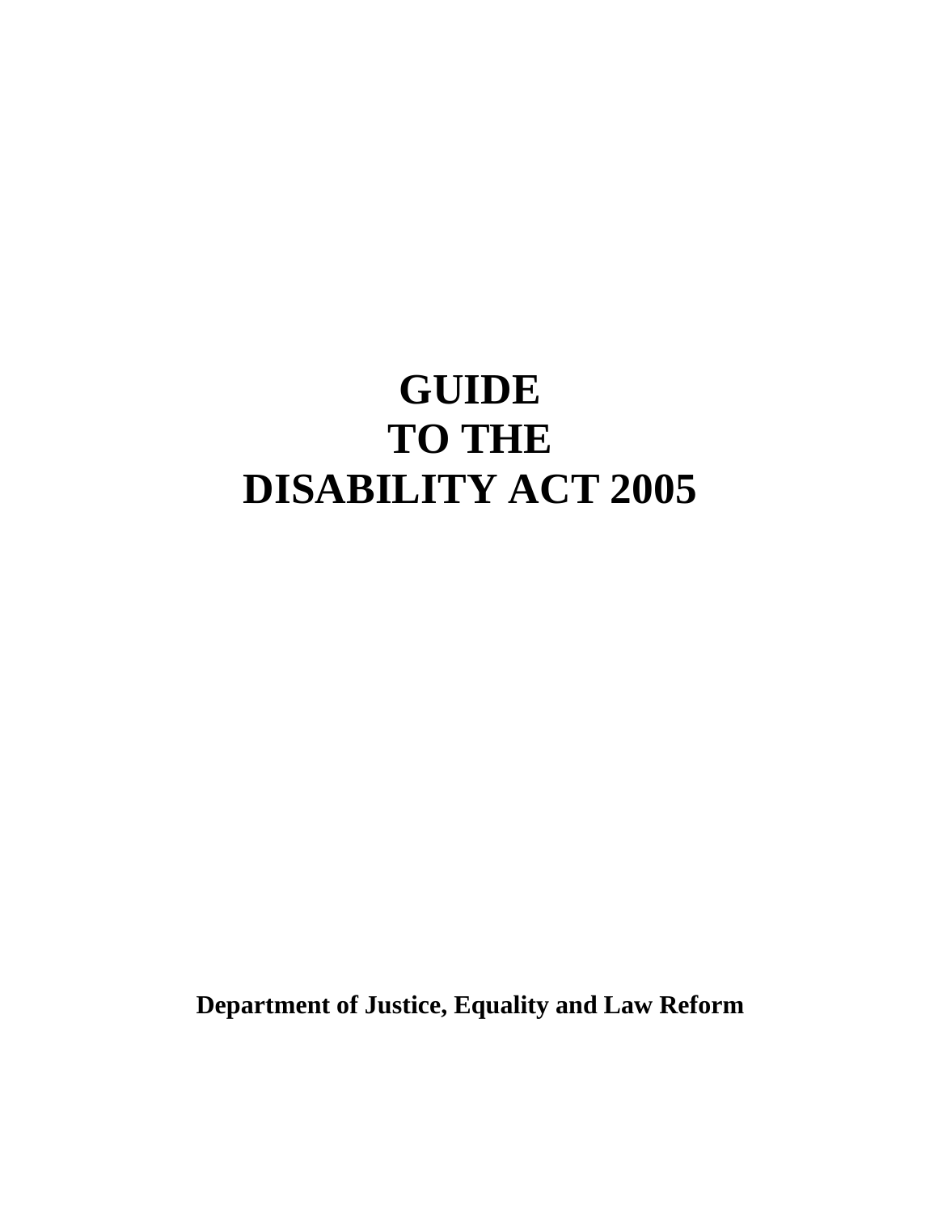# GUIDE TO THE DISABILITY ACT 2005

**Department of Justice, Equality and Law Reform**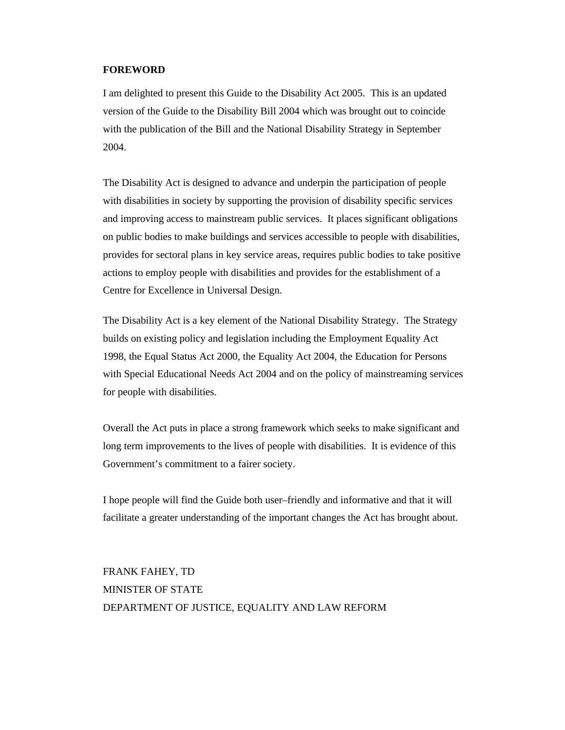# FOREWORD

I am delighted to present this Guide to the Disability Act 2005. This is an updated version of the Guide to the Disability Bill 2004 which was brought out to coincide with the publication of the Bill and the National Disability Strategy in September 2004.

The Disability Act is designed to advance and underpin the participation of people with disabilities in society by supporting the provision of disability specific services and improving access to mainstream public services. It places significant obligations on public bodies to make buildings and services accessible to people with disabilities, provides for sectoral plans in key service areas, requires public bodies to take positive actions to employ people with disabilities and provides for the establishment of a Centre for Excellence in Universal Design.

The Disability Act is a key element of the National Disability Strategy. The Strategy builds on existing policy and legislation including the Employment Equality Act 1998, the Equal Status Act 2000, the Equality Act 2004, the Education for Persons with Special Educational Needs Act 2004 and on the policy of mainstreaming services for people with disabilities.

Overall the Act puts in place a strong framework which seeks to make significant and long term improvements to the lives of people with disabilities. It is evidence of this Government's commitment to a fairer society.

I hope people will find the Guide both user–friendly and informative and that it will facilitate a greater understanding of the important changes the Act has brought about.

FRANK FAHEY, TD
MINISTER OF STATE
DEPARTMENT OF JUSTICE, EQUALITY AND LAW REFORM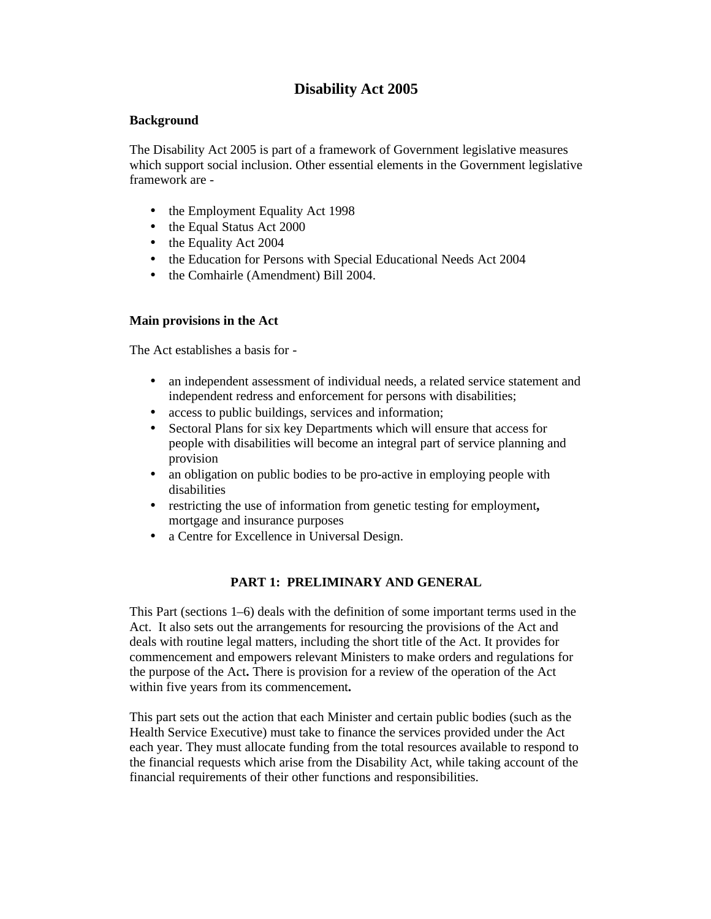# Disability Act 2005

**Background**

The Disability Act 2005 is part of a framework of Government legislative measures which support social inclusion. Other essential elements in the Government legislative framework are -

- the Employment Equality Act 1998
- the Equal Status Act 2000
- the Equality Act 2004
- the Education for Persons with Special Educational Needs Act 2004
- the Comhairle (Amendment) Bill 2004.

**Main provisions in the Act**

The Act establishes a basis for -

- an independent assessment of individual needs, a related service statement and independent redress and enforcement for persons with disabilities;
- access to public buildings, services and information;
- Sectoral Plans for six key Departments which will ensure that access for people with disabilities will become an integral part of service planning and provision
- an obligation on public bodies to be pro-active in employing people with disabilities
- restricting the use of information from genetic testing for employment**,** mortgage and insurance purposes
- a Centre for Excellence in Universal Design.

## PART 1: PRELIMINARY AND GENERAL

This Part (sections 1–6) deals with the definition of some important terms used in the Act. It also sets out the arrangements for resourcing the provisions of the Act and deals with routine legal matters, including the short title of the Act. It provides for commencement and empowers relevant Ministers to make orders and regulations for the purpose of the Act**.** There is provision for a review of the operation of the Act within five years from its commencement**.**

This part sets out the action that each Minister and certain public bodies (such as the Health Service Executive) must take to finance the services provided under the Act each year. They must allocate funding from the total resources available to respond to the financial requests which arise from the Disability Act, while taking account of the financial requirements of their other functions and responsibilities.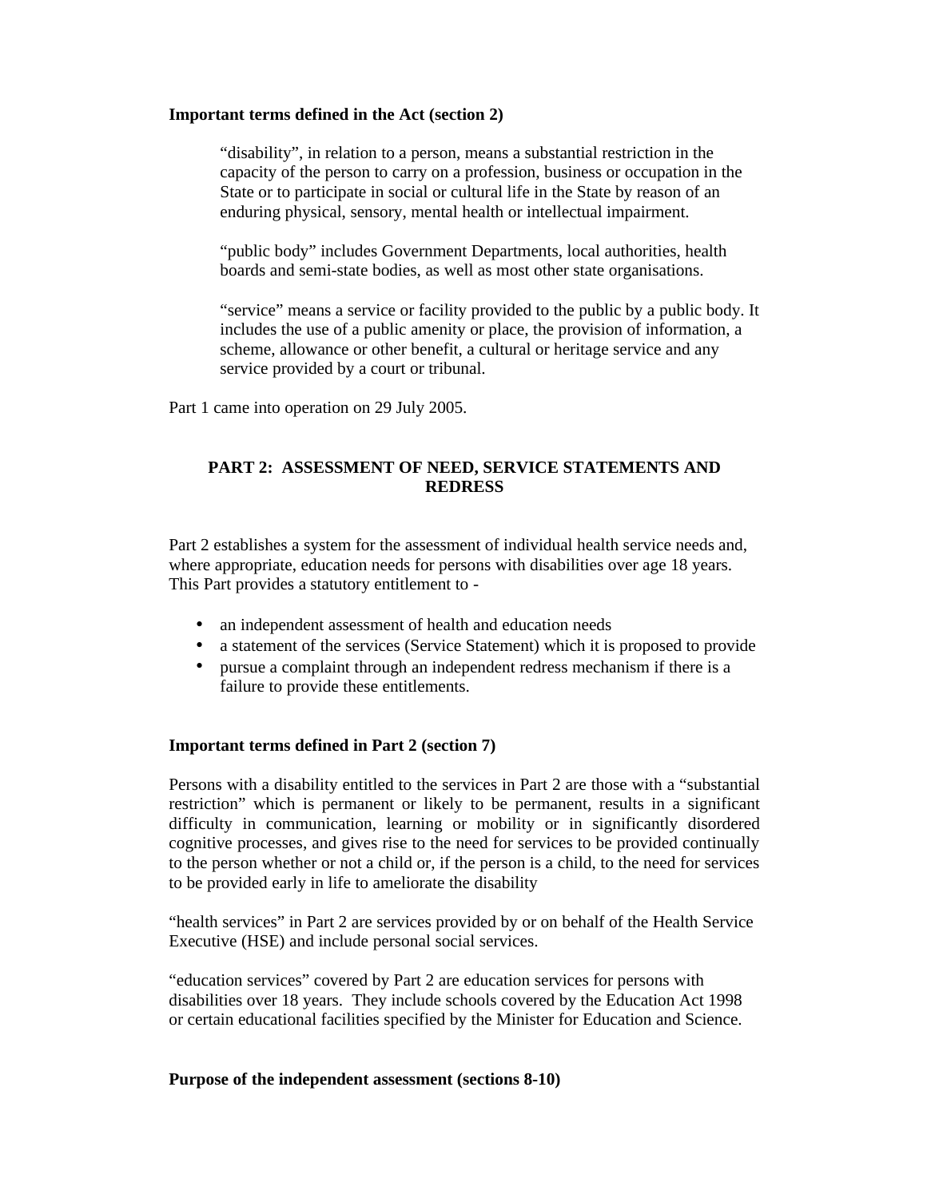**Important terms defined in the Act (section 2)**

> "disability", in relation to a person, means a substantial restriction in the capacity of the person to carry on a profession, business or occupation in the State or to participate in social or cultural life in the State by reason of an enduring physical, sensory, mental health or intellectual impairment.
>
> "public body" includes Government Departments, local authorities, health boards and semi-state bodies, as well as most other state organisations.
>
> "service" means a service or facility provided to the public by a public body. It includes the use of a public amenity or place, the provision of information, a scheme, allowance or other benefit, a cultural or heritage service and any service provided by a court or tribunal.

Part 1 came into operation on 29 July 2005.

## PART 2: ASSESSMENT OF NEED, SERVICE STATEMENTS AND REDRESS

Part 2 establishes a system for the assessment of individual health service needs and, where appropriate, education needs for persons with disabilities over age 18 years. This Part provides a statutory entitlement to -

- an independent assessment of health and education needs
- a statement of the services (Service Statement) which it is proposed to provide
- pursue a complaint through an independent redress mechanism if there is a failure to provide these entitlements.

**Important terms defined in Part 2 (section 7)**

Persons with a disability entitled to the services in Part 2 are those with a "substantial restriction" which is permanent or likely to be permanent, results in a significant difficulty in communication, learning or mobility or in significantly disordered cognitive processes, and gives rise to the need for services to be provided continually to the person whether or not a child or, if the person is a child, to the need for services to be provided early in life to ameliorate the disability

"health services" in Part 2 are services provided by or on behalf of the Health Service Executive (HSE) and include personal social services.

"education services" covered by Part 2 are education services for persons with disabilities over 18 years. They include schools covered by the Education Act 1998 or certain educational facilities specified by the Minister for Education and Science.

**Purpose of the independent assessment (sections 8-10)**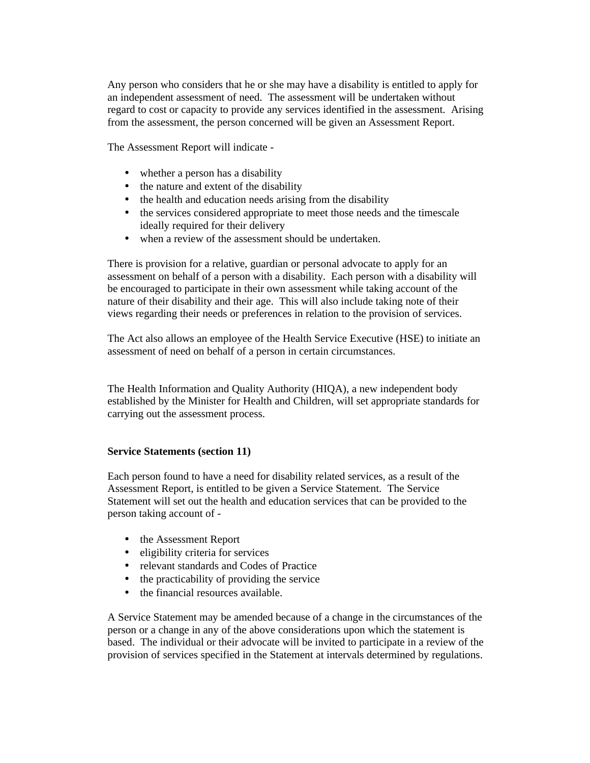Any person who considers that he or she may have a disability is entitled to apply for an independent assessment of need. The assessment will be undertaken without regard to cost or capacity to provide any services identified in the assessment. Arising from the assessment, the person concerned will be given an Assessment Report.

The Assessment Report will indicate -

- whether a person has a disability
- the nature and extent of the disability
- the health and education needs arising from the disability
- the services considered appropriate to meet those needs and the timescale ideally required for their delivery
- when a review of the assessment should be undertaken.

There is provision for a relative, guardian or personal advocate to apply for an assessment on behalf of a person with a disability. Each person with a disability will be encouraged to participate in their own assessment while taking account of the nature of their disability and their age. This will also include taking note of their views regarding their needs or preferences in relation to the provision of services.

The Act also allows an employee of the Health Service Executive (HSE) to initiate an assessment of need on behalf of a person in certain circumstances.

The Health Information and Quality Authority (HIQA), a new independent body established by the Minister for Health and Children, will set appropriate standards for carrying out the assessment process.

**Service Statements (section 11)**

Each person found to have a need for disability related services, as a result of the Assessment Report, is entitled to be given a Service Statement. The Service Statement will set out the health and education services that can be provided to the person taking account of -

- the Assessment Report
- eligibility criteria for services
- relevant standards and Codes of Practice
- the practicability of providing the service
- the financial resources available.

A Service Statement may be amended because of a change in the circumstances of the person or a change in any of the above considerations upon which the statement is based. The individual or their advocate will be invited to participate in a review of the provision of services specified in the Statement at intervals determined by regulations.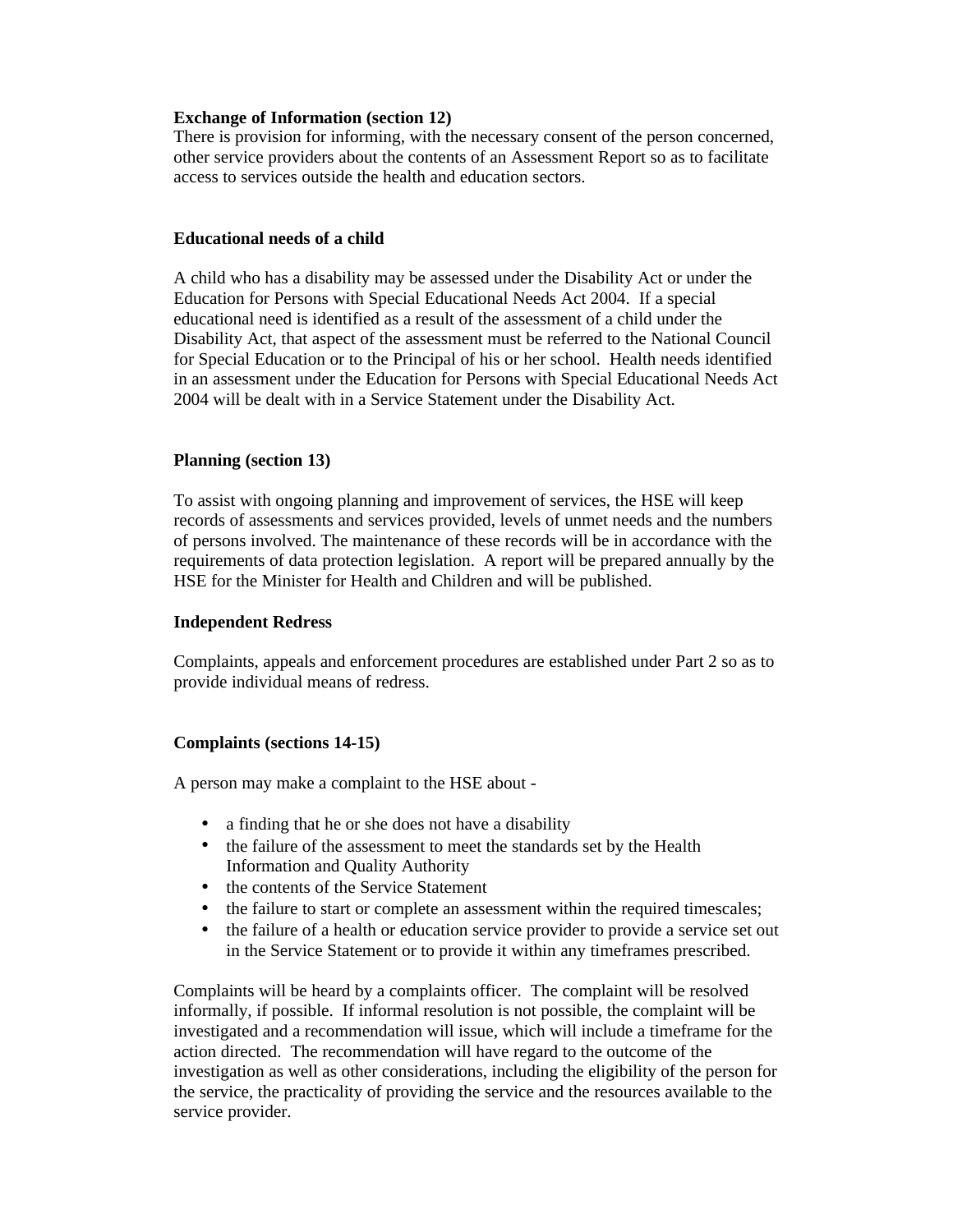**Exchange of Information (section 12)**
There is provision for informing, with the necessary consent of the person concerned, other service providers about the contents of an Assessment Report so as to facilitate access to services outside the health and education sectors.

**Educational needs of a child**

A child who has a disability may be assessed under the Disability Act or under the Education for Persons with Special Educational Needs Act 2004. If a special educational need is identified as a result of the assessment of a child under the Disability Act, that aspect of the assessment must be referred to the National Council for Special Education or to the Principal of his or her school. Health needs identified in an assessment under the Education for Persons with Special Educational Needs Act 2004 will be dealt with in a Service Statement under the Disability Act.

**Planning (section 13)**

To assist with ongoing planning and improvement of services, the HSE will keep records of assessments and services provided, levels of unmet needs and the numbers of persons involved. The maintenance of these records will be in accordance with the requirements of data protection legislation. A report will be prepared annually by the HSE for the Minister for Health and Children and will be published.

**Independent Redress**

Complaints, appeals and enforcement procedures are established under Part 2 so as to provide individual means of redress.

**Complaints (sections 14-15)**

A person may make a complaint to the HSE about -

- a finding that he or she does not have a disability
- the failure of the assessment to meet the standards set by the Health Information and Quality Authority
- the contents of the Service Statement
- the failure to start or complete an assessment within the required timescales;
- the failure of a health or education service provider to provide a service set out in the Service Statement or to provide it within any timeframes prescribed.

Complaints will be heard by a complaints officer. The complaint will be resolved informally, if possible. If informal resolution is not possible, the complaint will be investigated and a recommendation will issue, which will include a timeframe for the action directed. The recommendation will have regard to the outcome of the investigation as well as other considerations, including the eligibility of the person for the service, the practicality of providing the service and the resources available to the service provider.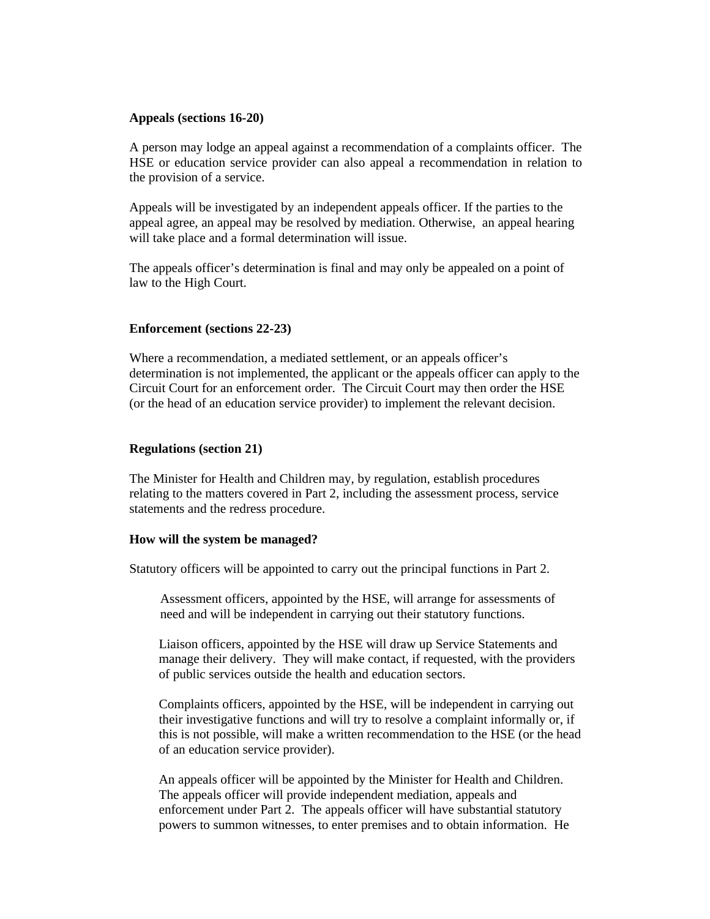**Appeals (sections 16-20)**

A person may lodge an appeal against a recommendation of a complaints officer. The HSE or education service provider can also appeal a recommendation in relation to the provision of a service.

Appeals will be investigated by an independent appeals officer. If the parties to the appeal agree, an appeal may be resolved by mediation. Otherwise, an appeal hearing will take place and a formal determination will issue.

The appeals officer's determination is final and may only be appealed on a point of law to the High Court.

**Enforcement (sections 22-23)**

Where a recommendation, a mediated settlement, or an appeals officer's determination is not implemented, the applicant or the appeals officer can apply to the Circuit Court for an enforcement order. The Circuit Court may then order the HSE (or the head of an education service provider) to implement the relevant decision.

**Regulations (section 21)**

The Minister for Health and Children may, by regulation, establish procedures relating to the matters covered in Part 2, including the assessment process, service statements and the redress procedure.

**How will the system be managed?**

Statutory officers will be appointed to carry out the principal functions in Part 2.

> Assessment officers, appointed by the HSE, will arrange for assessments of need and will be independent in carrying out their statutory functions.
>
> Liaison officers, appointed by the HSE will draw up Service Statements and manage their delivery. They will make contact, if requested, with the providers of public services outside the health and education sectors.
>
> Complaints officers, appointed by the HSE, will be independent in carrying out their investigative functions and will try to resolve a complaint informally or, if this is not possible, will make a written recommendation to the HSE (or the head of an education service provider).
>
> An appeals officer will be appointed by the Minister for Health and Children. The appeals officer will provide independent mediation, appeals and enforcement under Part 2. The appeals officer will have substantial statutory powers to summon witnesses, to enter premises and to obtain information. He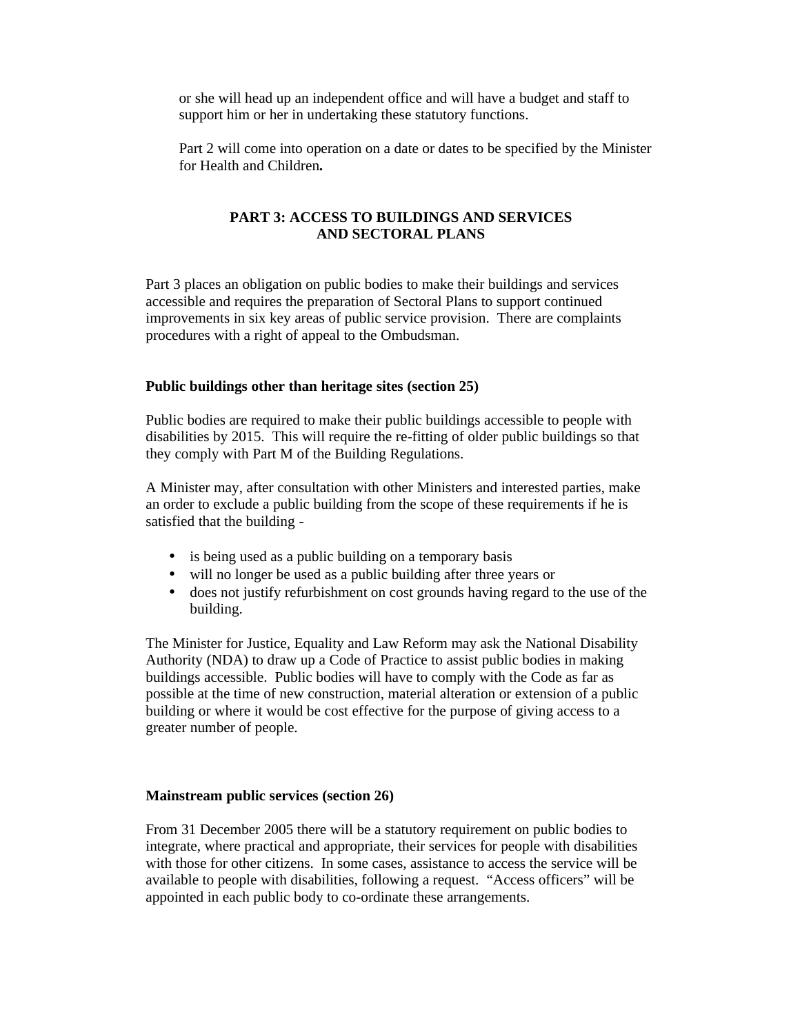or she will head up an independent office and will have a budget and staff to support him or her in undertaking these statutory functions.

Part 2 will come into operation on a date or dates to be specified by the Minister for Health and Children**.**

## PART 3: ACCESS TO BUILDINGS AND SERVICES AND SECTORAL PLANS

Part 3 places an obligation on public bodies to make their buildings and services accessible and requires the preparation of Sectoral Plans to support continued improvements in six key areas of public service provision. There are complaints procedures with a right of appeal to the Ombudsman.

### Public buildings other than heritage sites (section 25)

Public bodies are required to make their public buildings accessible to people with disabilities by 2015. This will require the re-fitting of older public buildings so that they comply with Part M of the Building Regulations.

A Minister may, after consultation with other Ministers and interested parties, make an order to exclude a public building from the scope of these requirements if he is satisfied that the building -

- is being used as a public building on a temporary basis
- will no longer be used as a public building after three years or
- does not justify refurbishment on cost grounds having regard to the use of the building.

The Minister for Justice, Equality and Law Reform may ask the National Disability Authority (NDA) to draw up a Code of Practice to assist public bodies in making buildings accessible. Public bodies will have to comply with the Code as far as possible at the time of new construction, material alteration or extension of a public building or where it would be cost effective for the purpose of giving access to a greater number of people.

### Mainstream public services (section 26)

From 31 December 2005 there will be a statutory requirement on public bodies to integrate, where practical and appropriate, their services for people with disabilities with those for other citizens. In some cases, assistance to access the service will be available to people with disabilities, following a request. "Access officers" will be appointed in each public body to co-ordinate these arrangements.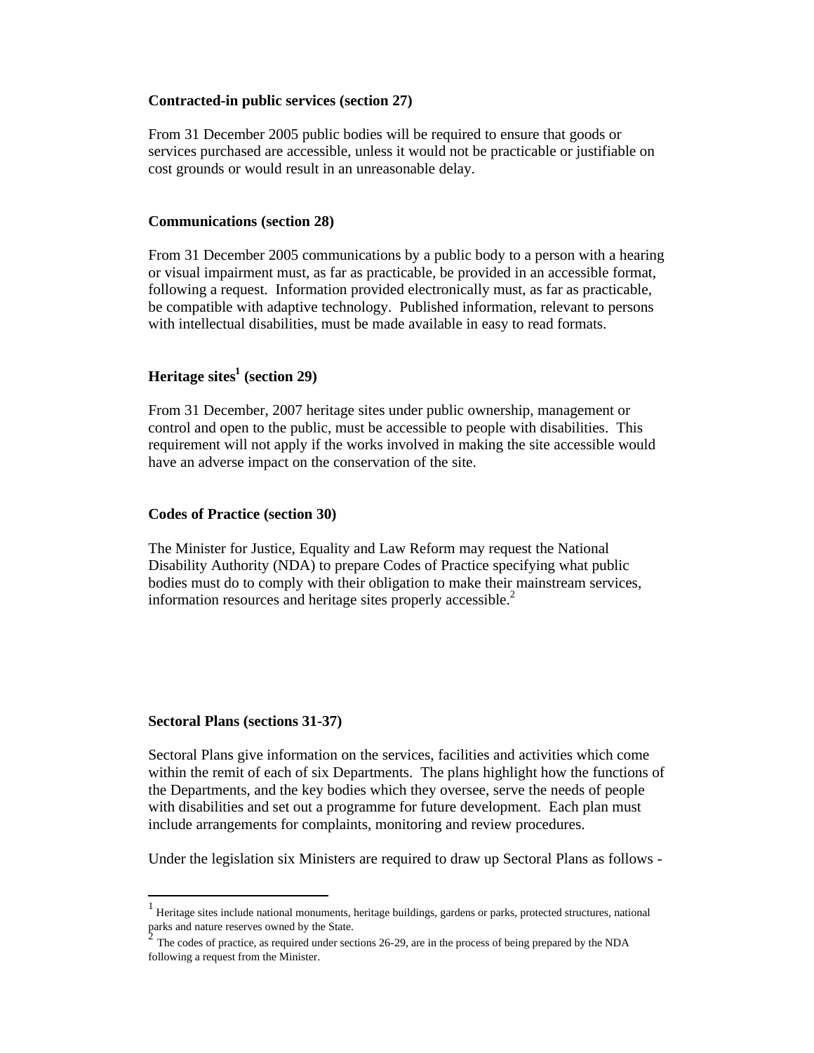**Contracted-in public services (section 27)**

From 31 December 2005 public bodies will be required to ensure that goods or services purchased are accessible, unless it would not be practicable or justifiable on cost grounds or would result in an unreasonable delay.

**Communications (section 28)**

From 31 December 2005 communications by a public body to a person with a hearing or visual impairment must, as far as practicable, be provided in an accessible format, following a request. Information provided electronically must, as far as practicable, be compatible with adaptive technology. Published information, relevant to persons with intellectual disabilities, must be made available in easy to read formats.

**Heritage sites[1] (section 29)**

From 31 December, 2007 heritage sites under public ownership, management or control and open to the public, must be accessible to people with disabilities. This requirement will not apply if the works involved in making the site accessible would have an adverse impact on the conservation of the site.

**Codes of Practice (section 30)**

The Minister for Justice, Equality and Law Reform may request the National Disability Authority (NDA) to prepare Codes of Practice specifying what public bodies must do to comply with their obligation to make their mainstream services, information resources and heritage sites properly accessible.[2]

**Sectoral Plans (sections 31-37)**

Sectoral Plans give information on the services, facilities and activities which come within the remit of each of six Departments. The plans highlight how the functions of the Departments, and the key bodies which they oversee, serve the needs of people with disabilities and set out a programme for future development. Each plan must include arrangements for complaints, monitoring and review procedures.

Under the legislation six Ministers are required to draw up Sectoral Plans as follows -

---

[1] Heritage sites include national monuments, heritage buildings, gardens or parks, protected structures, national parks and nature reserves owned by the State.

[2] The codes of practice, as required under sections 26-29, are in the process of being prepared by the NDA following a request from the Minister.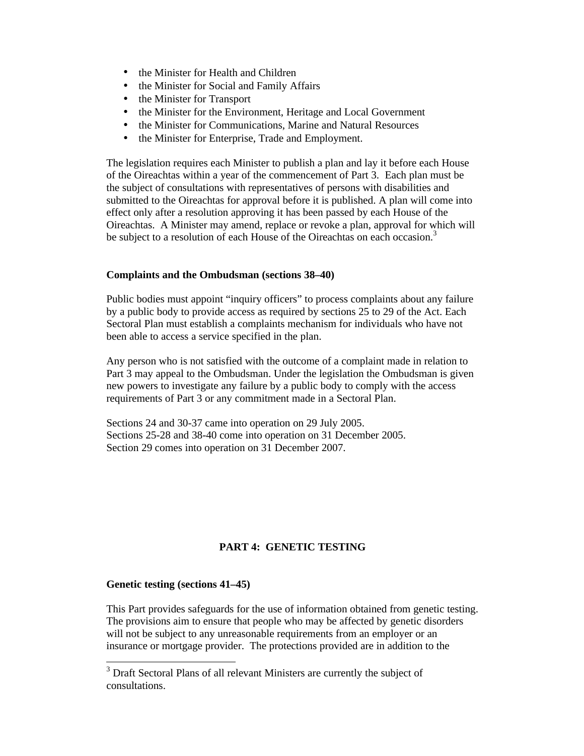- the Minister for Health and Children
- the Minister for Social and Family Affairs
- the Minister for Transport
- the Minister for the Environment, Heritage and Local Government
- the Minister for Communications, Marine and Natural Resources
- the Minister for Enterprise, Trade and Employment.

The legislation requires each Minister to publish a plan and lay it before each House of the Oireachtas within a year of the commencement of Part 3. Each plan must be the subject of consultations with representatives of persons with disabilities and submitted to the Oireachtas for approval before it is published. A plan will come into effect only after a resolution approving it has been passed by each House of the Oireachtas. A Minister may amend, replace or revoke a plan, approval for which will be subject to a resolution of each House of the Oireachtas on each occasion.[3]

**Complaints and the Ombudsman (sections 38–40)**

Public bodies must appoint "inquiry officers" to process complaints about any failure by a public body to provide access as required by sections 25 to 29 of the Act. Each Sectoral Plan must establish a complaints mechanism for individuals who have not been able to access a service specified in the plan.

Any person who is not satisfied with the outcome of a complaint made in relation to Part 3 may appeal to the Ombudsman. Under the legislation the Ombudsman is given new powers to investigate any failure by a public body to comply with the access requirements of Part 3 or any commitment made in a Sectoral Plan.

Sections 24 and 30-37 came into operation on 29 July 2005.
Sections 25-28 and 38-40 come into operation on 31 December 2005.
Section 29 comes into operation on 31 December 2007.

## PART 4: GENETIC TESTING

**Genetic testing (sections 41–45)**

This Part provides safeguards for the use of information obtained from genetic testing. The provisions aim to ensure that people who may be affected by genetic disorders will not be subject to any unreasonable requirements from an employer or an insurance or mortgage provider. The protections provided are in addition to the

---

[3] Draft Sectoral Plans of all relevant Ministers are currently the subject of consultations.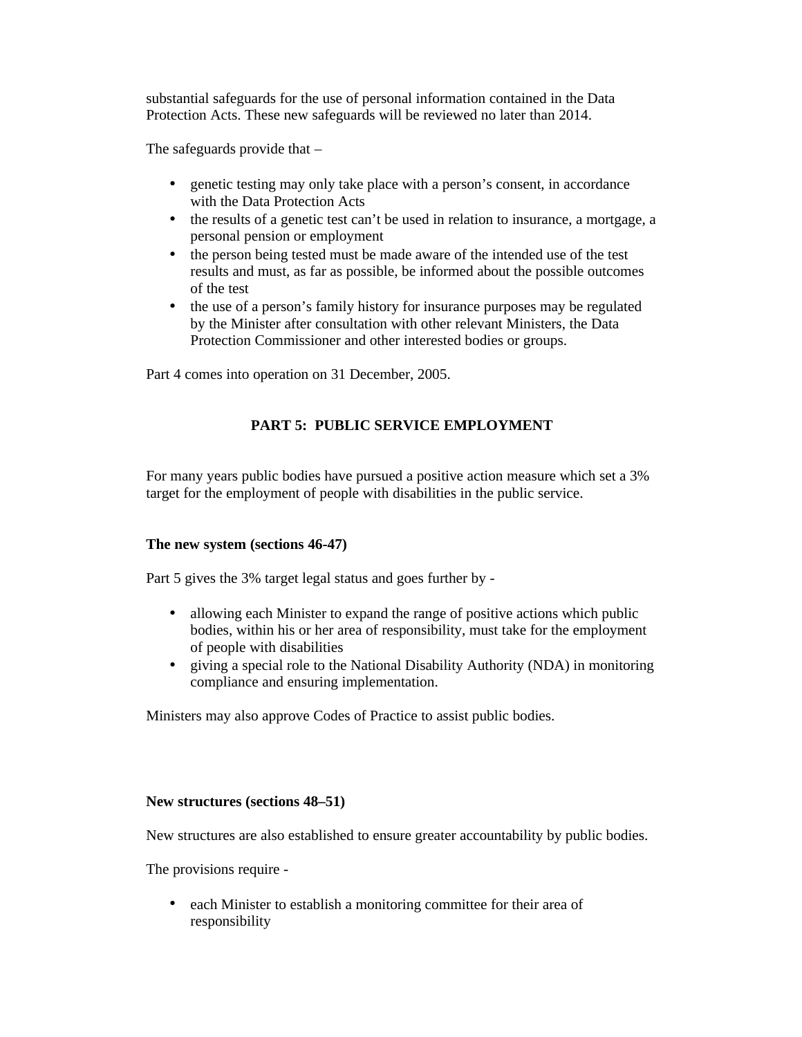substantial safeguards for the use of personal information contained in the Data Protection Acts. These new safeguards will be reviewed no later than 2014.

The safeguards provide that –

- genetic testing may only take place with a person's consent, in accordance with the Data Protection Acts
- the results of a genetic test can't be used in relation to insurance, a mortgage, a personal pension or employment
- the person being tested must be made aware of the intended use of the test results and must, as far as possible, be informed about the possible outcomes of the test
- the use of a person's family history for insurance purposes may be regulated by the Minister after consultation with other relevant Ministers, the Data Protection Commissioner and other interested bodies or groups.

Part 4 comes into operation on 31 December, 2005.

## PART 5: PUBLIC SERVICE EMPLOYMENT

For many years public bodies have pursued a positive action measure which set a 3% target for the employment of people with disabilities in the public service.

### The new system (sections 46-47)

Part 5 gives the 3% target legal status and goes further by -

- allowing each Minister to expand the range of positive actions which public bodies, within his or her area of responsibility, must take for the employment of people with disabilities
- giving a special role to the National Disability Authority (NDA) in monitoring compliance and ensuring implementation.

Ministers may also approve Codes of Practice to assist public bodies.

### New structures (sections 48–51)

New structures are also established to ensure greater accountability by public bodies.

The provisions require -

- each Minister to establish a monitoring committee for their area of responsibility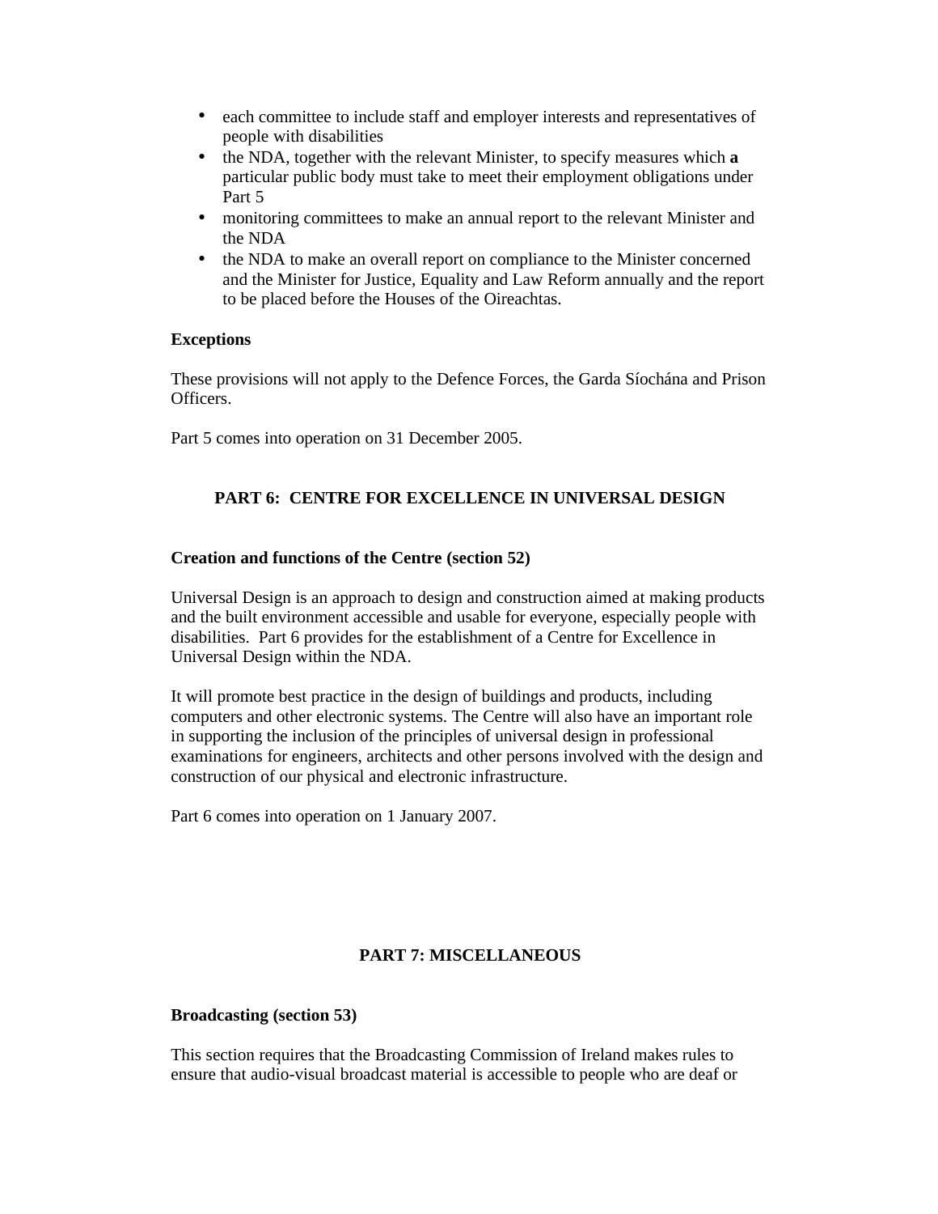- each committee to include staff and employer interests and representatives of people with disabilities
- the NDA, together with the relevant Minister, to specify measures which **a** particular public body must take to meet their employment obligations under Part 5
- monitoring committees to make an annual report to the relevant Minister and the NDA
- the NDA to make an overall report on compliance to the Minister concerned and the Minister for Justice, Equality and Law Reform annually and the report to be placed before the Houses of the Oireachtas.

**Exceptions**

These provisions will not apply to the Defence Forces, the Garda Síochána and Prison Officers.

Part 5 comes into operation on 31 December 2005.

## PART 6: CENTRE FOR EXCELLENCE IN UNIVERSAL DESIGN

**Creation and functions of the Centre (section 52)**

Universal Design is an approach to design and construction aimed at making products and the built environment accessible and usable for everyone, especially people with disabilities. Part 6 provides for the establishment of a Centre for Excellence in Universal Design within the NDA.

It will promote best practice in the design of buildings and products, including computers and other electronic systems. The Centre will also have an important role in supporting the inclusion of the principles of universal design in professional examinations for engineers, architects and other persons involved with the design and construction of our physical and electronic infrastructure.

Part 6 comes into operation on 1 January 2007.

## PART 7: MISCELLANEOUS

**Broadcasting (section 53)**

This section requires that the Broadcasting Commission of Ireland makes rules to ensure that audio-visual broadcast material is accessible to people who are deaf or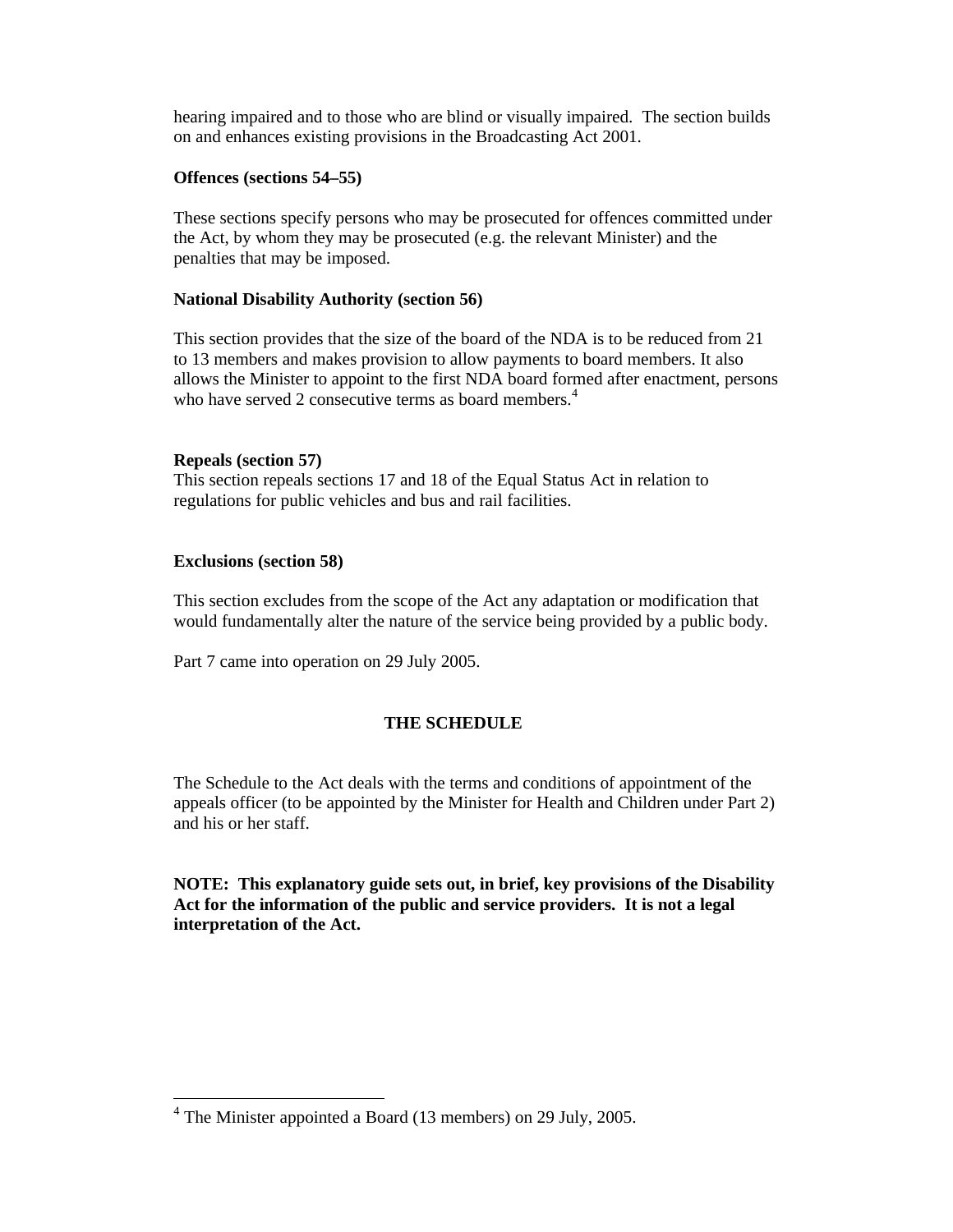hearing impaired and to those who are blind or visually impaired. The section builds on and enhances existing provisions in the Broadcasting Act 2001.

**Offences (sections 54–55)**

These sections specify persons who may be prosecuted for offences committed under the Act, by whom they may be prosecuted (e.g. the relevant Minister) and the penalties that may be imposed.

**National Disability Authority (section 56)**

This section provides that the size of the board of the NDA is to be reduced from 21 to 13 members and makes provision to allow payments to board members. It also allows the Minister to appoint to the first NDA board formed after enactment, persons who have served 2 consecutive terms as board members.[4]

**Repeals (section 57)**

This section repeals sections 17 and 18 of the Equal Status Act in relation to regulations for public vehicles and bus and rail facilities.

**Exclusions (section 58)**

This section excludes from the scope of the Act any adaptation or modification that would fundamentally alter the nature of the service being provided by a public body.

Part 7 came into operation on 29 July 2005.

## THE SCHEDULE

The Schedule to the Act deals with the terms and conditions of appointment of the appeals officer (to be appointed by the Minister for Health and Children under Part 2) and his or her staff.

**NOTE: This explanatory guide sets out, in brief, key provisions of the Disability Act for the information of the public and service providers. It is not a legal interpretation of the Act.**

---

[4] The Minister appointed a Board (13 members) on 29 July, 2005.